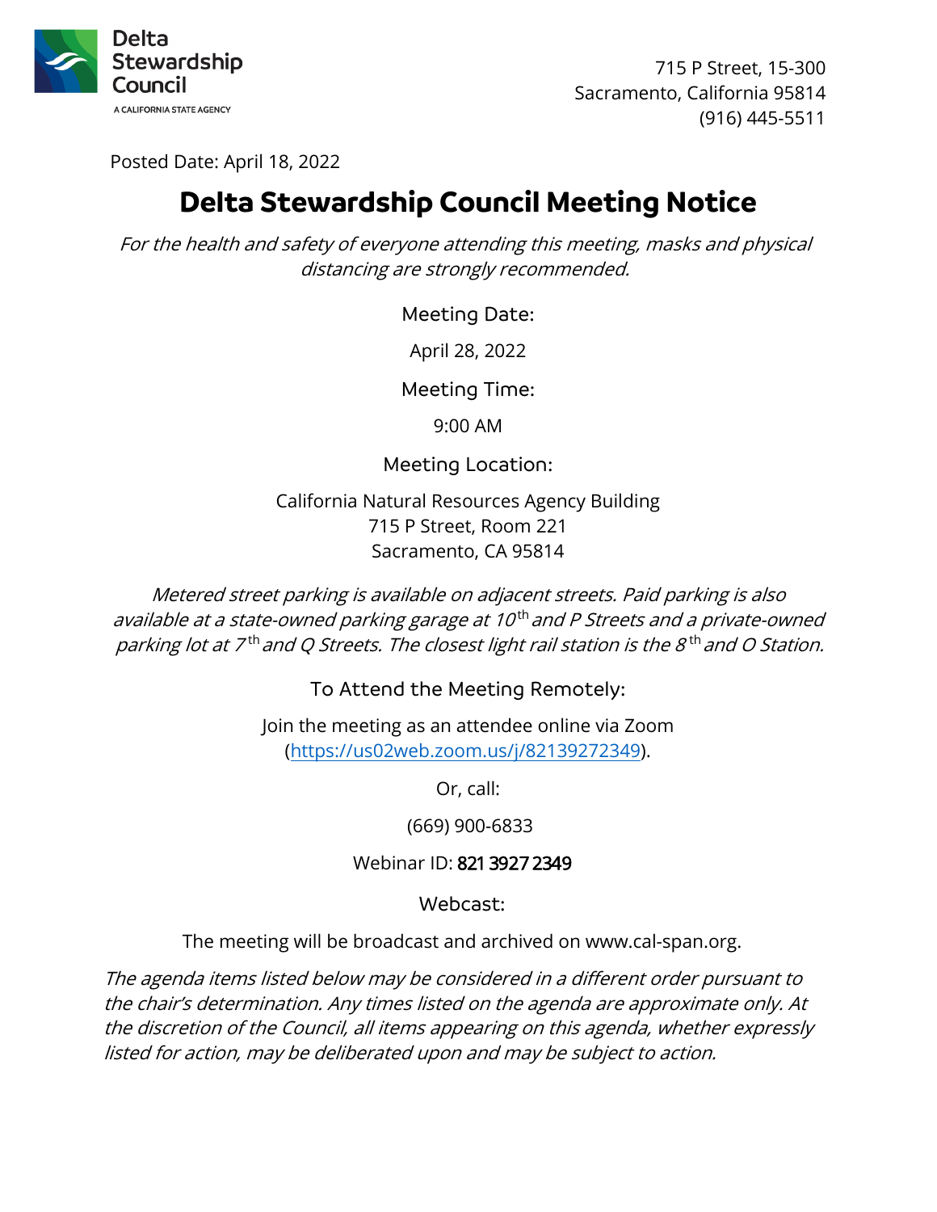Delta Stewardship Council

A CALIFORNIA STATE AGENCY

715 P Street, 15-300
Sacramento, California 95814
(916) 445-5511

Posted Date: April 18, 2022

# Delta Stewardship Council Meeting Notice

*For the health and safety of everyone attending this meeting, masks and physical distancing are strongly recommended.*

### Meeting Date:

April 28, 2022

### Meeting Time:

9:00 AM

### Meeting Location:

California Natural Resources Agency Building
715 P Street, Room 221
Sacramento, CA 95814

*Metered street parking is available on adjacent streets. Paid parking is also available at a state-owned parking garage at 10th and P Streets and a private-owned parking lot at 7th and Q Streets. The closest light rail station is the 8th and O Station.*

### To Attend the Meeting Remotely:

Join the meeting as an attendee online via Zoom (https://us02web.zoom.us/j/82139272349).

Or, call:

(669) 900-6833

Webinar ID: 821 3927 2349

### Webcast:

The meeting will be broadcast and archived on www.cal-span.org.

*The agenda items listed below may be considered in a different order pursuant to the chair's determination. Any times listed on the agenda are approximate only. At the discretion of the Council, all items appearing on this agenda, whether expressly listed for action, may be deliberated upon and may be subject to action.*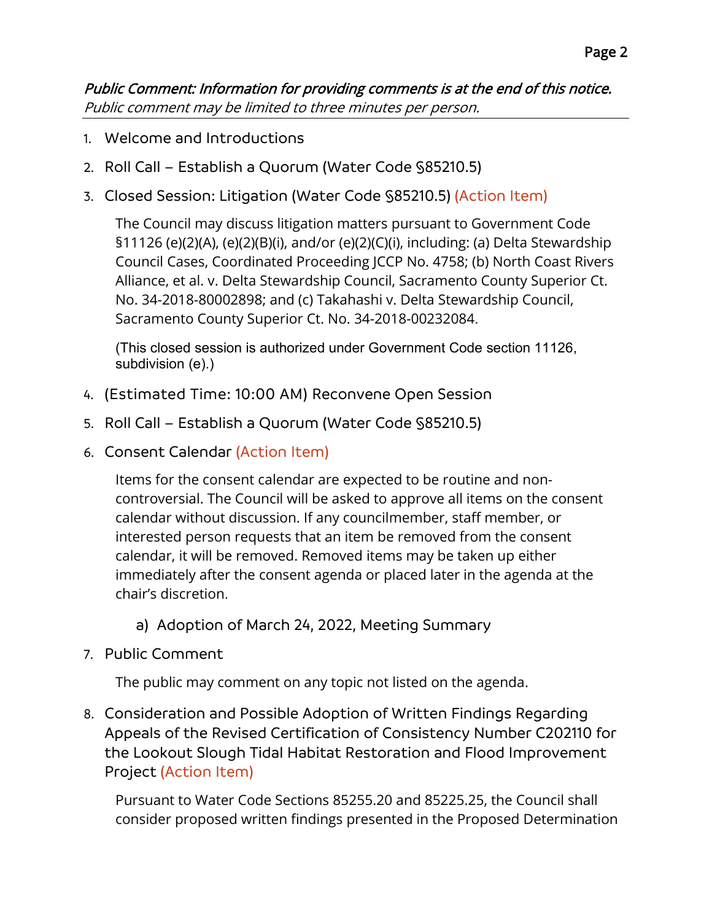*Public Comment: Information for providing comments is at the end of this notice. Public comment may be limited to three minutes per person.*

---

1. Welcome and Introductions
2. Roll Call – Establish a Quorum (Water Code §85210.5)
3. Closed Session: Litigation (Water Code §85210.5) (Action Item)

   The Council may discuss litigation matters pursuant to Government Code §11126 (e)(2)(A), (e)(2)(B)(i), and/or (e)(2)(C)(i), including: (a) Delta Stewardship Council Cases, Coordinated Proceeding JCCP No. 4758; (b) North Coast Rivers Alliance, et al. v. Delta Stewardship Council, Sacramento County Superior Ct. No. 34-2018-80002898; and (c) Takahashi v. Delta Stewardship Council, Sacramento County Superior Ct. No. 34-2018-00232084.

   (This closed session is authorized under Government Code section 11126, subdivision (e).)

4. (Estimated Time: 10:00 AM) Reconvene Open Session
5. Roll Call – Establish a Quorum (Water Code §85210.5)
6. Consent Calendar (Action Item)

   Items for the consent calendar are expected to be routine and non-controversial. The Council will be asked to approve all items on the consent calendar without discussion. If any councilmember, staff member, or interested person requests that an item be removed from the consent calendar, it will be removed. Removed items may be taken up either immediately after the consent agenda or placed later in the agenda at the chair's discretion.

   a) Adoption of March 24, 2022, Meeting Summary

7. Public Comment

   The public may comment on any topic not listed on the agenda.

8. Consideration and Possible Adoption of Written Findings Regarding Appeals of the Revised Certification of Consistency Number C202110 for the Lookout Slough Tidal Habitat Restoration and Flood Improvement Project (Action Item)

   Pursuant to Water Code Sections 85255.20 and 85225.25, the Council shall consider proposed written findings presented in the Proposed Determination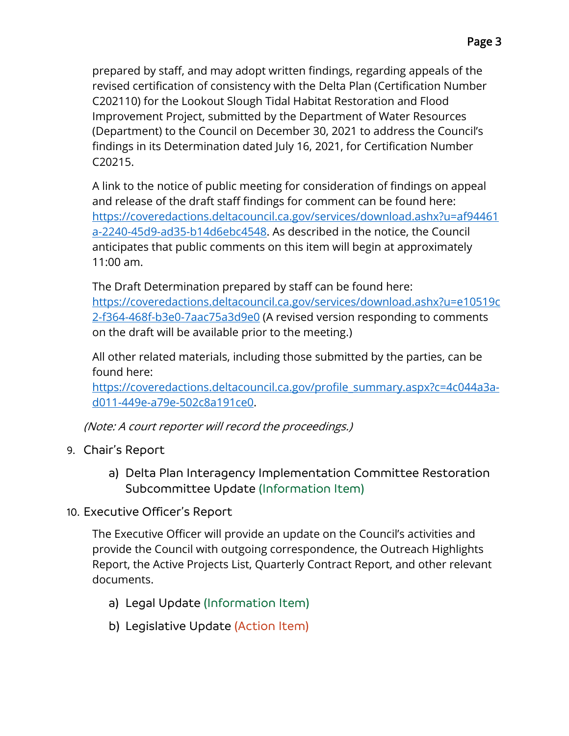prepared by staff, and may adopt written findings, regarding appeals of the revised certification of consistency with the Delta Plan (Certification Number C202110) for the Lookout Slough Tidal Habitat Restoration and Flood Improvement Project, submitted by the Department of Water Resources (Department) to the Council on December 30, 2021 to address the Council's findings in its Determination dated July 16, 2021, for Certification Number C20215.

A link to the notice of public meeting for consideration of findings on appeal and release of the draft staff findings for comment can be found here: [https://coveredactions.deltacouncil.ca.gov/services/download.ashx?u=af94461a-2240-45d9-ad35-b14d6ebc4548](https://coveredactions.deltacouncil.ca.gov/services/download.ashx?u=af94461a-2240-45d9-ad35-b14d6ebc4548). As described in the notice, the Council anticipates that public comments on this item will begin at approximately 11:00 am.

The Draft Determination prepared by staff can be found here: [https://coveredactions.deltacouncil.ca.gov/services/download.ashx?u=e10519c2-f364-468f-b3e0-7aac75a3d9e0](https://coveredactions.deltacouncil.ca.gov/services/download.ashx?u=e10519c2-f364-468f-b3e0-7aac75a3d9e0) (A revised version responding to comments on the draft will be available prior to the meeting.)

All other related materials, including those submitted by the parties, can be found here: [https://coveredactions.deltacouncil.ca.gov/profile_summary.aspx?c=4c044a3a-d011-449e-a79e-502c8a191ce0](https://coveredactions.deltacouncil.ca.gov/profile_summary.aspx?c=4c044a3a-d011-449e-a79e-502c8a191ce0).

*(Note: A court reporter will record the proceedings.)*

9. Chair's Report

   a) Delta Plan Interagency Implementation Committee Restoration Subcommittee Update (Information Item)

10. Executive Officer's Report

    The Executive Officer will provide an update on the Council's activities and provide the Council with outgoing correspondence, the Outreach Highlights Report, the Active Projects List, Quarterly Contract Report, and other relevant documents.

    a) Legal Update (Information Item)

    b) Legislative Update (Action Item)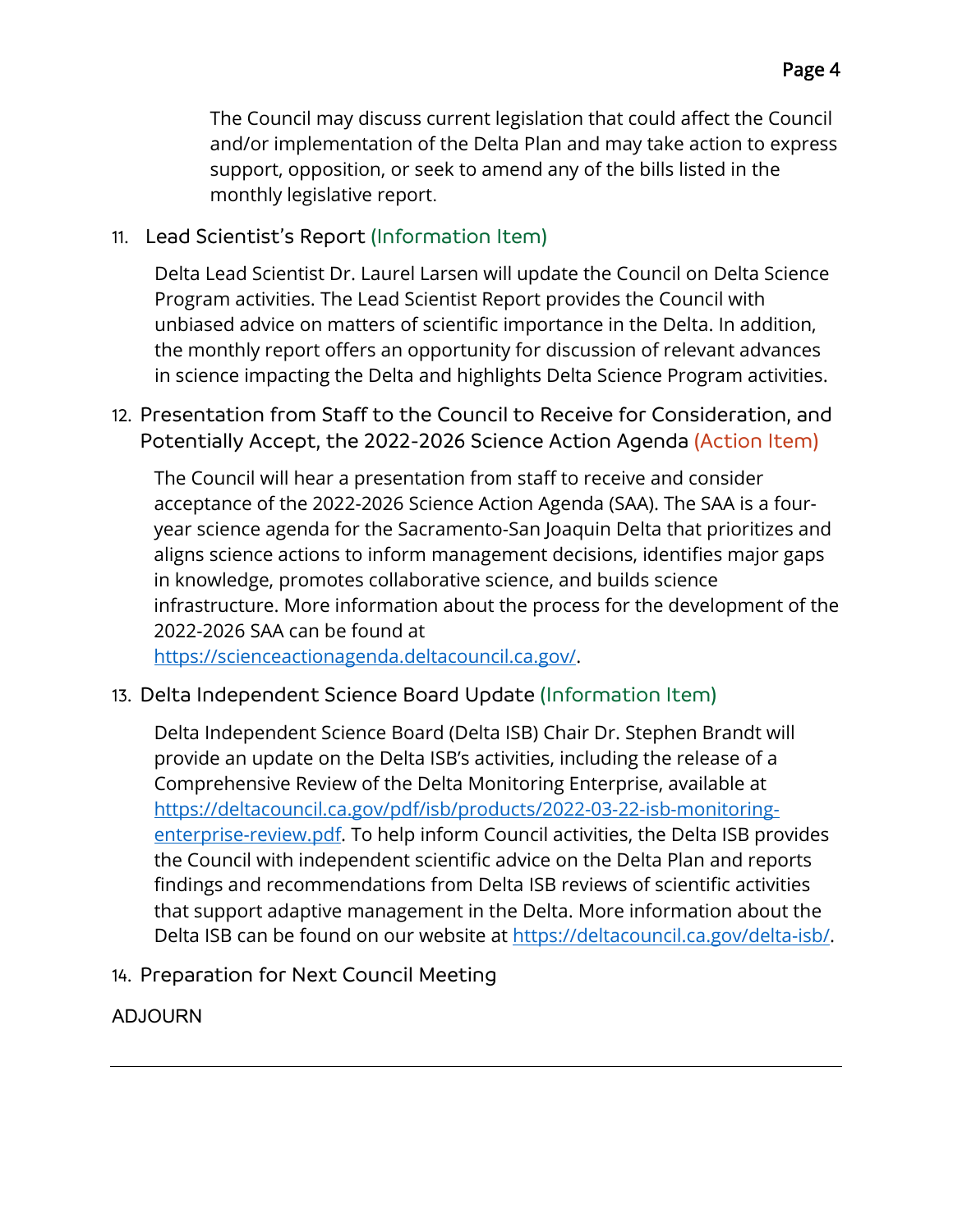The Council may discuss current legislation that could affect the Council and/or implementation of the Delta Plan and may take action to express support, opposition, or seek to amend any of the bills listed in the monthly legislative report.

11. Lead Scientist's Report (Information Item)

Delta Lead Scientist Dr. Laurel Larsen will update the Council on Delta Science Program activities. The Lead Scientist Report provides the Council with unbiased advice on matters of scientific importance in the Delta. In addition, the monthly report offers an opportunity for discussion of relevant advances in science impacting the Delta and highlights Delta Science Program activities.

12. Presentation from Staff to the Council to Receive for Consideration, and Potentially Accept, the 2022-2026 Science Action Agenda (Action Item)

The Council will hear a presentation from staff to receive and consider acceptance of the 2022-2026 Science Action Agenda (SAA). The SAA is a four-year science agenda for the Sacramento-San Joaquin Delta that prioritizes and aligns science actions to inform management decisions, identifies major gaps in knowledge, promotes collaborative science, and builds science infrastructure. More information about the process for the development of the 2022-2026 SAA can be found at https://scienceactionagenda.deltacouncil.ca.gov/.

13. Delta Independent Science Board Update (Information Item)

Delta Independent Science Board (Delta ISB) Chair Dr. Stephen Brandt will provide an update on the Delta ISB's activities, including the release of a Comprehensive Review of the Delta Monitoring Enterprise, available at https://deltacouncil.ca.gov/pdf/isb/products/2022-03-22-isb-monitoring-enterprise-review.pdf. To help inform Council activities, the Delta ISB provides the Council with independent scientific advice on the Delta Plan and reports findings and recommendations from Delta ISB reviews of scientific activities that support adaptive management in the Delta. More information about the Delta ISB can be found on our website at https://deltacouncil.ca.gov/delta-isb/.

14. Preparation for Next Council Meeting

ADJOURN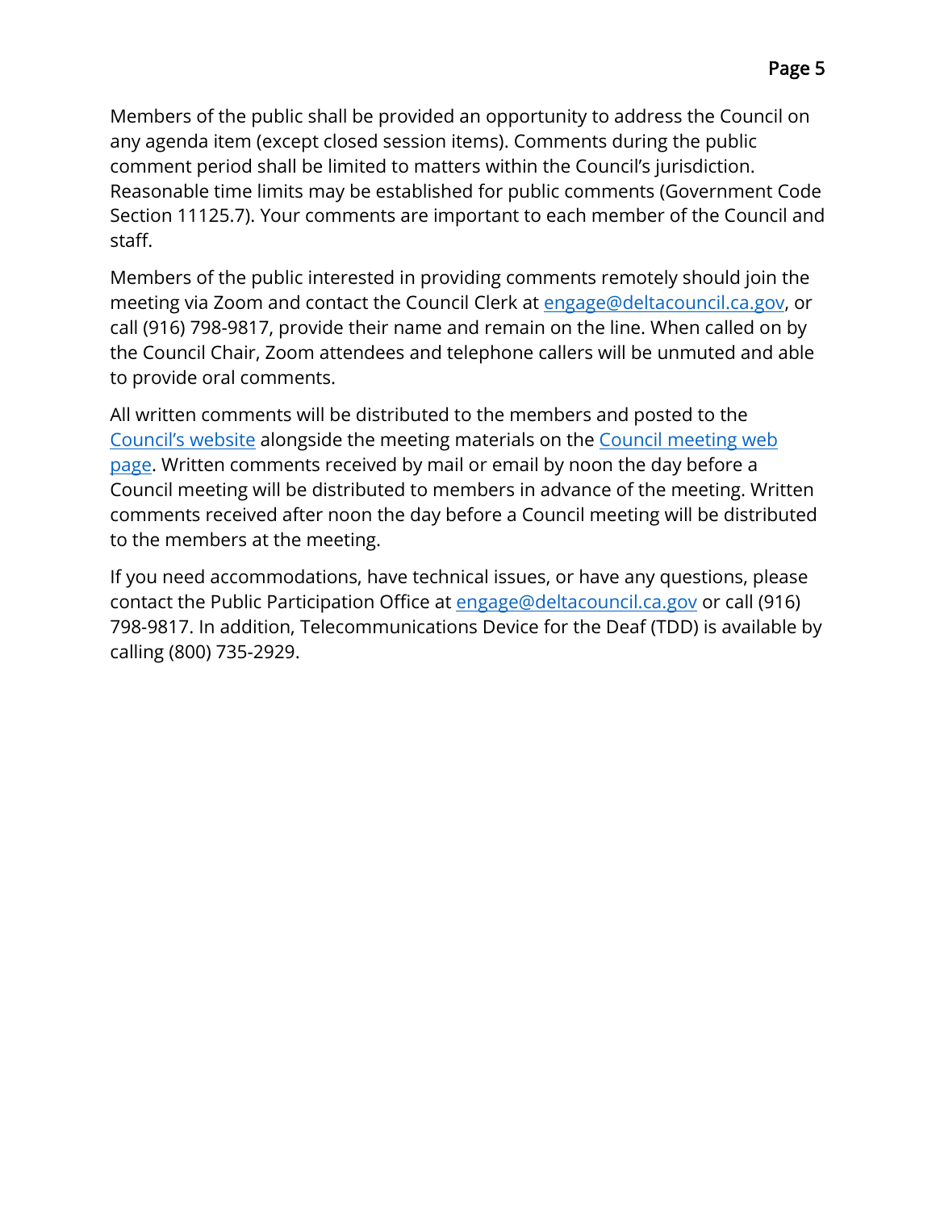Members of the public shall be provided an opportunity to address the Council on any agenda item (except closed session items). Comments during the public comment period shall be limited to matters within the Council's jurisdiction. Reasonable time limits may be established for public comments (Government Code Section 11125.7). Your comments are important to each member of the Council and staff.

Members of the public interested in providing comments remotely should join the meeting via Zoom and contact the Council Clerk at engage@deltacouncil.ca.gov, or call (916) 798-9817, provide their name and remain on the line. When called on by the Council Chair, Zoom attendees and telephone callers will be unmuted and able to provide oral comments.

All written comments will be distributed to the members and posted to the Council's website alongside the meeting materials on the Council meeting web page. Written comments received by mail or email by noon the day before a Council meeting will be distributed to members in advance of the meeting. Written comments received after noon the day before a Council meeting will be distributed to the members at the meeting.

If you need accommodations, have technical issues, or have any questions, please contact the Public Participation Office at engage@deltacouncil.ca.gov or call (916) 798-9817. In addition, Telecommunications Device for the Deaf (TDD) is available by calling (800) 735-2929.